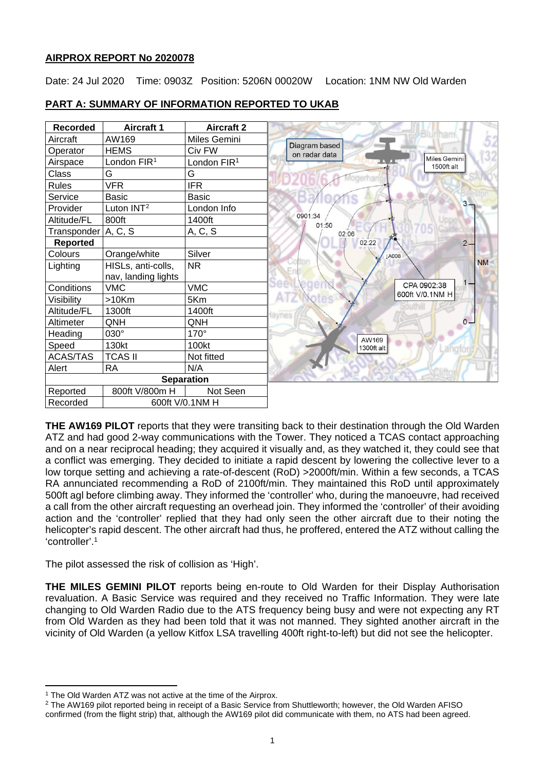**AIRPROX REPORT No 2020078**

Date: 24 Jul 2020  Time: 0903Z  Position: 5206N 00020W  Location: 1NM NW Old Warden

**PART A: SUMMARY OF INFORMATION REPORTED TO UKAB**

| Recorded | Aircraft 1 | Aircraft 2 |
|---|---|---|
| Aircraft | AW169 | Miles Gemini |
| Operator | HEMS | Civ FW |
| Airspace | London FIR[1] | London FIR[1] |
| Class | G | G |
| Rules | VFR | IFR |
| Service | Basic | Basic |
| Provider | Luton INT[2] | London Info |
| Altitude/FL | 800ft | 1400ft |
| Transponder | A, C, S | A, C, S |
| **Reported** | | |
| Colours | Orange/white | Silver |
| Lighting | HISLs, anti-colls, nav, landing lights | NR |
| Conditions | VMC | VMC |
| Visibility | >10Km | 5Km |
| Altitude/FL | 1300ft | 1400ft |
| Altimeter | QNH | QNH |
| Heading | 030° | 170° |
| Speed | 130kt | 100kt |
| ACAS/TAS | TCAS II | Not fitted |
| Alert | RA | N/A |
| **Separation** | | |
| Reported | 800ft V/800m H | Not Seen |
| Recorded | 600ft V/0.1NM H | |

Diagram based on radar data. Miles Gemini 1500ft alt. 0901:34, 01:50, 02:06, 02:22, ↓A008. CPA 0902:38 600ft V/0.1NM H. AW169 1300ft alt.

**THE AW169 PILOT** reports that they were transiting back to their destination through the Old Warden ATZ and had good 2-way communications with the Tower. They noticed a TCAS contact approaching and on a near reciprocal heading; they acquired it visually and, as they watched it, they could see that a conflict was emerging. They decided to initiate a rapid descent by lowering the collective lever to a low torque setting and achieving a rate-of-descent (RoD) >2000ft/min. Within a few seconds, a TCAS RA annunciated recommending a RoD of 2100ft/min. They maintained this RoD until approximately 500ft agl before climbing away. They informed the 'controller' who, during the manoeuvre, had received a call from the other aircraft requesting an overhead join. They informed the 'controller' of their avoiding action and the 'controller' replied that they had only seen the other aircraft due to their noting the helicopter's rapid descent. The other aircraft had thus, he proffered, entered the ATZ without calling the 'controller'.[1]

The pilot assessed the risk of collision as 'High'.

**THE MILES GEMINI PILOT** reports being en-route to Old Warden for their Display Authorisation revaluation. A Basic Service was required and they received no Traffic Information. They were late changing to Old Warden Radio due to the ATS frequency being busy and were not expecting any RT from Old Warden as they had been told that it was not manned. They sighted another aircraft in the vicinity of Old Warden (a yellow Kitfox LSA travelling 400ft right-to-left) but did not see the helicopter.

[1] The Old Warden ATZ was not active at the time of the Airprox.

[2] The AW169 pilot reported being in receipt of a Basic Service from Shuttleworth; however, the Old Warden AFISO confirmed (from the flight strip) that, although the AW169 pilot did communicate with them, no ATS had been agreed.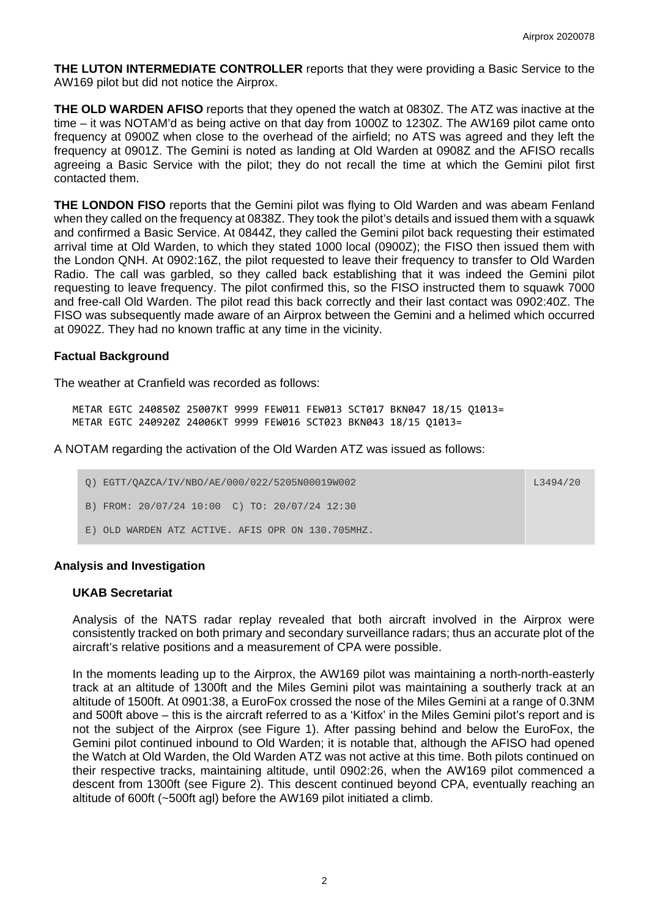**THE LUTON INTERMEDIATE CONTROLLER** reports that they were providing a Basic Service to the AW169 pilot but did not notice the Airprox.

**THE OLD WARDEN AFISO** reports that they opened the watch at 0830Z. The ATZ was inactive at the time – it was NOTAM'd as being active on that day from 1000Z to 1230Z. The AW169 pilot came onto frequency at 0900Z when close to the overhead of the airfield; no ATS was agreed and they left the frequency at 0901Z. The Gemini is noted as landing at Old Warden at 0908Z and the AFISO recalls agreeing a Basic Service with the pilot; they do not recall the time at which the Gemini pilot first contacted them.

**THE LONDON FISO** reports that the Gemini pilot was flying to Old Warden and was abeam Fenland when they called on the frequency at 0838Z. They took the pilot's details and issued them with a squawk and confirmed a Basic Service. At 0844Z, they called the Gemini pilot back requesting their estimated arrival time at Old Warden, to which they stated 1000 local (0900Z); the FISO then issued them with the London QNH. At 0902:16Z, the pilot requested to leave their frequency to transfer to Old Warden Radio. The call was garbled, so they called back establishing that it was indeed the Gemini pilot requesting to leave frequency. The pilot confirmed this, so the FISO instructed them to squawk 7000 and free-call Old Warden. The pilot read this back correctly and their last contact was 0902:40Z. The FISO was subsequently made aware of an Airprox between the Gemini and a helimed which occurred at 0902Z. They had no known traffic at any time in the vicinity.

## Factual Background

The weather at Cranfield was recorded as follows:

```
METAR EGTC 240850Z 25007KT 9999 FEW011 FEW013 SCT017 BKN047 18/15 Q1013=
METAR EGTC 240920Z 24006KT 9999 FEW016 SCT023 BKN043 18/15 Q1013=
```

A NOTAM regarding the activation of the Old Warden ATZ was issued as follows:

```
Q) EGTT/QAZCA/IV/NBO/AE/000/022/5205N00019W002          L3494/20
B) FROM: 20/07/24 10:00  C) TO: 20/07/24 12:30
E) OLD WARDEN ATZ ACTIVE. AFIS OPR ON 130.705MHZ.
```

## Analysis and Investigation

### UKAB Secretariat

Analysis of the NATS radar replay revealed that both aircraft involved in the Airprox were consistently tracked on both primary and secondary surveillance radars; thus an accurate plot of the aircraft's relative positions and a measurement of CPA were possible.

In the moments leading up to the Airprox, the AW169 pilot was maintaining a north-north-easterly track at an altitude of 1300ft and the Miles Gemini pilot was maintaining a southerly track at an altitude of 1500ft. At 0901:38, a EuroFox crossed the nose of the Miles Gemini at a range of 0.3NM and 500ft above – this is the aircraft referred to as a 'Kitfox' in the Miles Gemini pilot's report and is not the subject of the Airprox (see Figure 1). After passing behind and below the EuroFox, the Gemini pilot continued inbound to Old Warden; it is notable that, although the AFISO had opened the Watch at Old Warden, the Old Warden ATZ was not active at this time. Both pilots continued on their respective tracks, maintaining altitude, until 0902:26, when the AW169 pilot commenced a descent from 1300ft (see Figure 2). This descent continued beyond CPA, eventually reaching an altitude of 600ft (~500ft agl) before the AW169 pilot initiated a climb.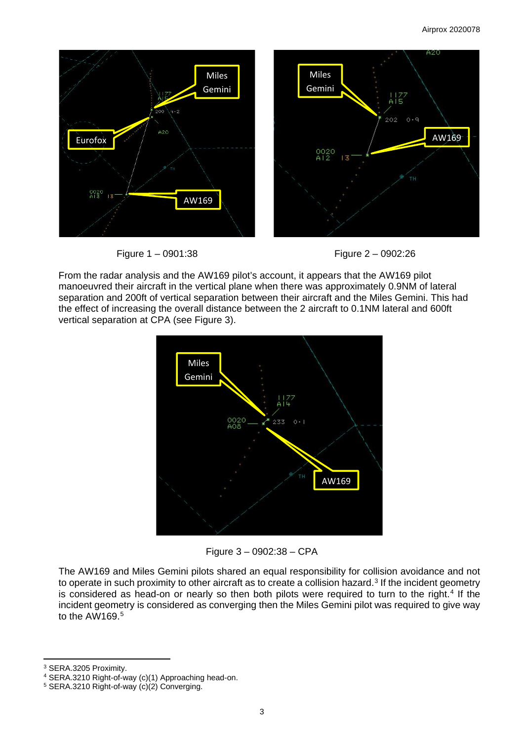Figure 1 – 0901:38

Figure 2 – 0902:26

From the radar analysis and the AW169 pilot's account, it appears that the AW169 pilot manoeuvred their aircraft in the vertical plane when there was approximately 0.9NM of lateral separation and 200ft of vertical separation between their aircraft and the Miles Gemini. This had the effect of increasing the overall distance between the 2 aircraft to 0.1NM lateral and 600ft vertical separation at CPA (see Figure 3).

Figure 3 – 0902:38 – CPA

The AW169 and Miles Gemini pilots shared an equal responsibility for collision avoidance and not to operate in such proximity to other aircraft as to create a collision hazard.[3] If the incident geometry is considered as head-on or nearly so then both pilots were required to turn to the right.[4] If the incident geometry is considered as converging then the Miles Gemini pilot was required to give way to the AW169.[5]

---

[3] SERA.3205 Proximity.

[4] SERA.3210 Right-of-way (c)(1) Approaching head-on.

[5] SERA.3210 Right-of-way (c)(2) Converging.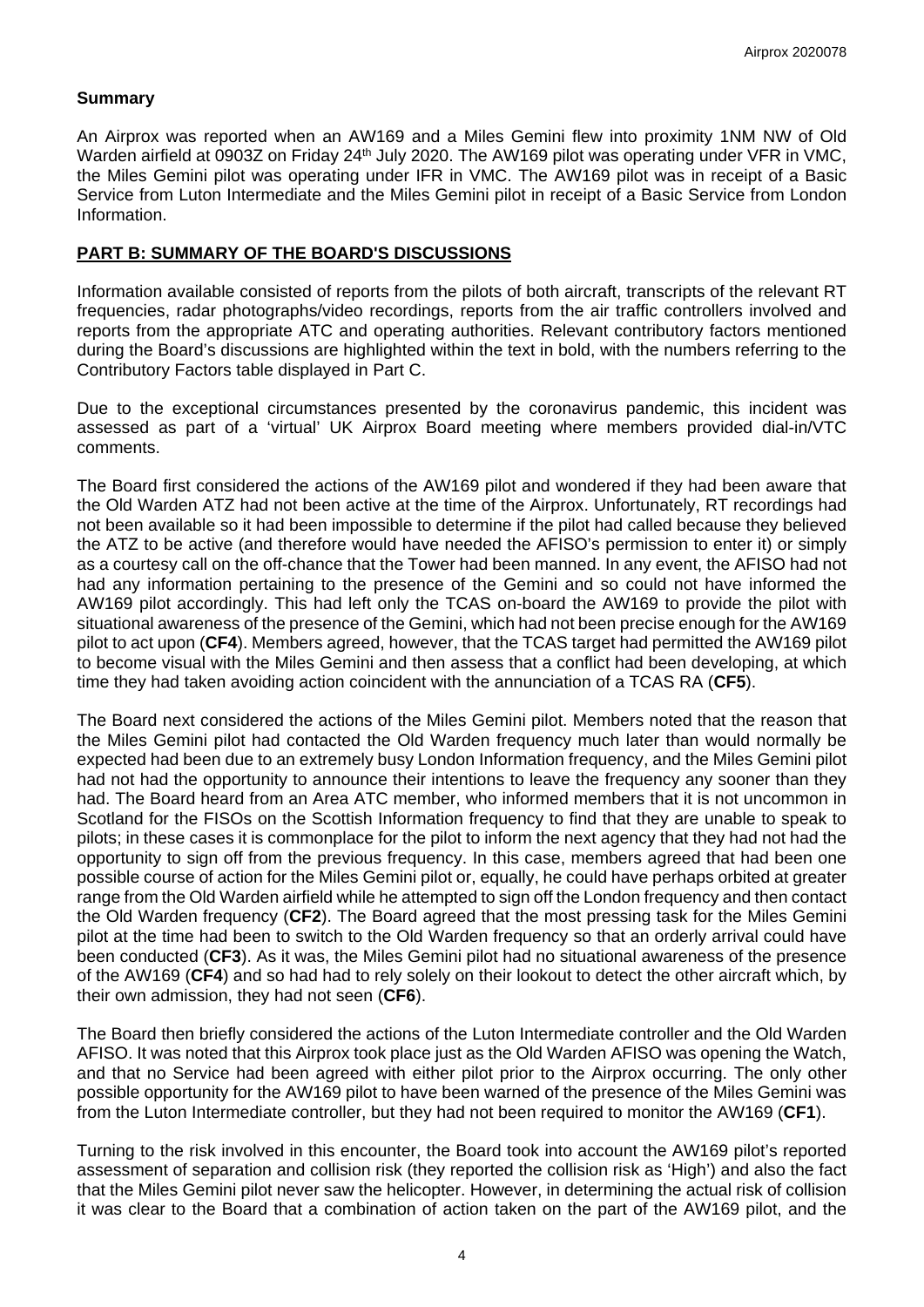## Summary

An Airprox was reported when an AW169 and a Miles Gemini flew into proximity 1NM NW of Old Warden airfield at 0903Z on Friday 24th July 2020. The AW169 pilot was operating under VFR in VMC, the Miles Gemini pilot was operating under IFR in VMC. The AW169 pilot was in receipt of a Basic Service from Luton Intermediate and the Miles Gemini pilot in receipt of a Basic Service from London Information.

## PART B: SUMMARY OF THE BOARD'S DISCUSSIONS

Information available consisted of reports from the pilots of both aircraft, transcripts of the relevant RT frequencies, radar photographs/video recordings, reports from the air traffic controllers involved and reports from the appropriate ATC and operating authorities. Relevant contributory factors mentioned during the Board's discussions are highlighted within the text in bold, with the numbers referring to the Contributory Factors table displayed in Part C.

Due to the exceptional circumstances presented by the coronavirus pandemic, this incident was assessed as part of a 'virtual' UK Airprox Board meeting where members provided dial-in/VTC comments.

The Board first considered the actions of the AW169 pilot and wondered if they had been aware that the Old Warden ATZ had not been active at the time of the Airprox. Unfortunately, RT recordings had not been available so it had been impossible to determine if the pilot had called because they believed the ATZ to be active (and therefore would have needed the AFISO's permission to enter it) or simply as a courtesy call on the off-chance that the Tower had been manned. In any event, the AFISO had not had any information pertaining to the presence of the Gemini and so could not have informed the AW169 pilot accordingly. This had left only the TCAS on-board the AW169 to provide the pilot with situational awareness of the presence of the Gemini, which had not been precise enough for the AW169 pilot to act upon (**CF4**). Members agreed, however, that the TCAS target had permitted the AW169 pilot to become visual with the Miles Gemini and then assess that a conflict had been developing, at which time they had taken avoiding action coincident with the annunciation of a TCAS RA (**CF5**).

The Board next considered the actions of the Miles Gemini pilot. Members noted that the reason that the Miles Gemini pilot had contacted the Old Warden frequency much later than would normally be expected had been due to an extremely busy London Information frequency, and the Miles Gemini pilot had not had the opportunity to announce their intentions to leave the frequency any sooner than they had. The Board heard from an Area ATC member, who informed members that it is not uncommon in Scotland for the FISOs on the Scottish Information frequency to find that they are unable to speak to pilots; in these cases it is commonplace for the pilot to inform the next agency that they had not had the opportunity to sign off from the previous frequency. In this case, members agreed that had been one possible course of action for the Miles Gemini pilot or, equally, he could have perhaps orbited at greater range from the Old Warden airfield while he attempted to sign off the London frequency and then contact the Old Warden frequency (**CF2**). The Board agreed that the most pressing task for the Miles Gemini pilot at the time had been to switch to the Old Warden frequency so that an orderly arrival could have been conducted (**CF3**). As it was, the Miles Gemini pilot had no situational awareness of the presence of the AW169 (**CF4**) and so had had to rely solely on their lookout to detect the other aircraft which, by their own admission, they had not seen (**CF6**).

The Board then briefly considered the actions of the Luton Intermediate controller and the Old Warden AFISO. It was noted that this Airprox took place just as the Old Warden AFISO was opening the Watch, and that no Service had been agreed with either pilot prior to the Airprox occurring. The only other possible opportunity for the AW169 pilot to have been warned of the presence of the Miles Gemini was from the Luton Intermediate controller, but they had not been required to monitor the AW169 (**CF1**).

Turning to the risk involved in this encounter, the Board took into account the AW169 pilot's reported assessment of separation and collision risk (they reported the collision risk as 'High') and also the fact that the Miles Gemini pilot never saw the helicopter. However, in determining the actual risk of collision it was clear to the Board that a combination of action taken on the part of the AW169 pilot, and the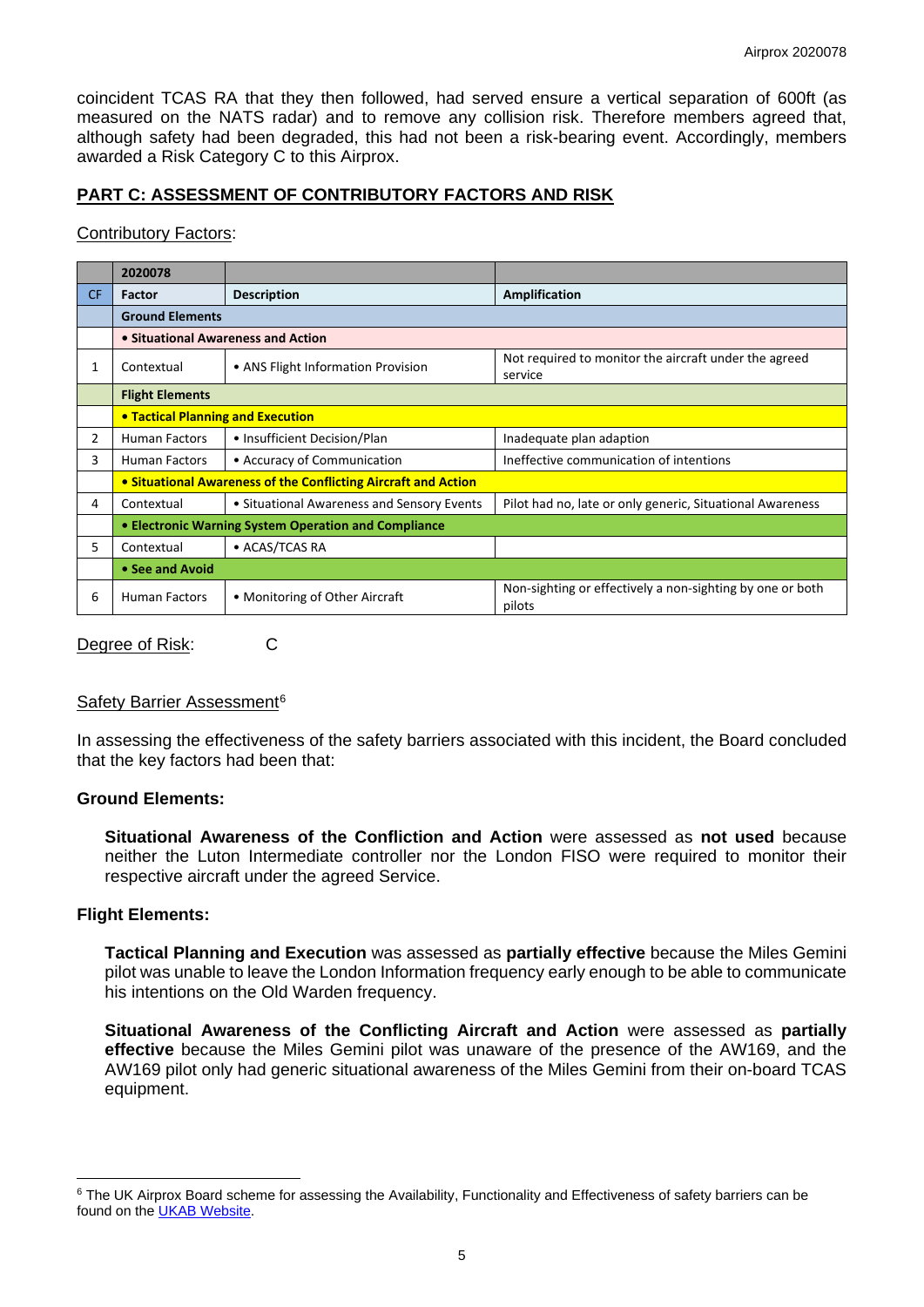coincident TCAS RA that they then followed, had served ensure a vertical separation of 600ft (as measured on the NATS radar) and to remove any collision risk. Therefore members agreed that, although safety had been degraded, this had not been a risk-bearing event. Accordingly, members awarded a Risk Category C to this Airprox.

## PART C: ASSESSMENT OF CONTRIBUTORY FACTORS AND RISK

Contributory Factors:

| | 2020078 | | |
|---|---|---|---|
| CF | Factor | Description | Amplification |
| | **Ground Elements** | | |
| | **• Situational Awareness and Action** | | |
| 1 | Contextual | • ANS Flight Information Provision | Not required to monitor the aircraft under the agreed service |
| | **Flight Elements** | | |
| | **• Tactical Planning and Execution** | | |
| 2 | Human Factors | • Insufficient Decision/Plan | Inadequate plan adaption |
| 3 | Human Factors | • Accuracy of Communication | Ineffective communication of intentions |
| | **• Situational Awareness of the Conflicting Aircraft and Action** | | |
| 4 | Contextual | • Situational Awareness and Sensory Events | Pilot had no, late or only generic, Situational Awareness |
| | **• Electronic Warning System Operation and Compliance** | | |
| 5 | Contextual | • ACAS/TCAS RA | |
| | **• See and Avoid** | | |
| 6 | Human Factors | • Monitoring of Other Aircraft | Non-sighting or effectively a non-sighting by one or both pilots |

Degree of Risk: C

Safety Barrier Assessment[6]

In assessing the effectiveness of the safety barriers associated with this incident, the Board concluded that the key factors had been that:

**Ground Elements:**

**Situational Awareness of the Confliction and Action** were assessed as **not used** because neither the Luton Intermediate controller nor the London FISO were required to monitor their respective aircraft under the agreed Service.

**Flight Elements:**

**Tactical Planning and Execution** was assessed as **partially effective** because the Miles Gemini pilot was unable to leave the London Information frequency early enough to be able to communicate his intentions on the Old Warden frequency.

**Situational Awareness of the Conflicting Aircraft and Action** were assessed as **partially effective** because the Miles Gemini pilot was unaware of the presence of the AW169, and the AW169 pilot only had generic situational awareness of the Miles Gemini from their on-board TCAS equipment.

---

[6] The UK Airprox Board scheme for assessing the Availability, Functionality and Effectiveness of safety barriers can be found on the UKAB Website.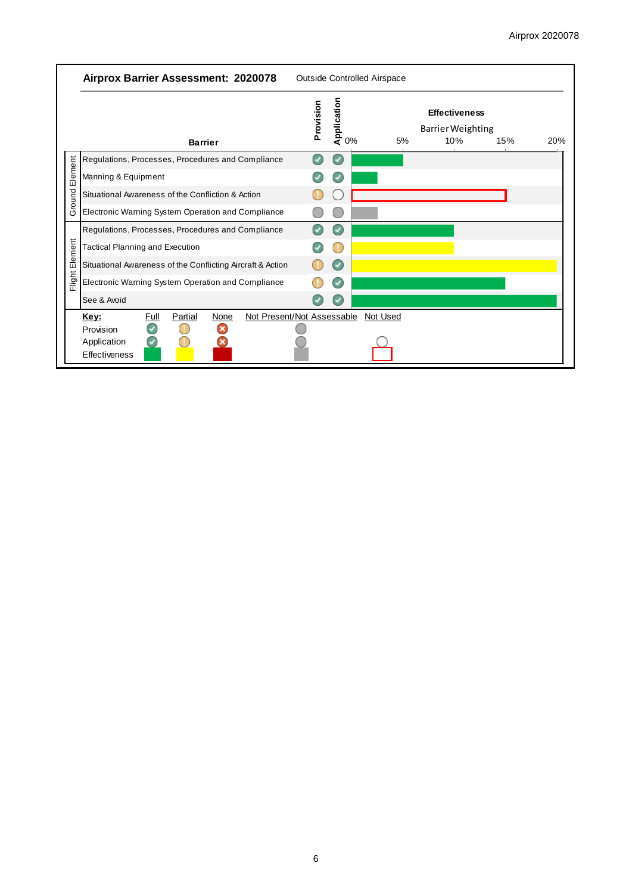**Airprox Barrier Assessment: 2020078** Outside Controlled Airspace

Barrier

Provision

Application

Effectiveness

Barrier Weighting

0% 5% 10% 15% 20%

Ground Element

Regulations, Processes, Procedures and Compliance

Manning & Equipment

Situational Awareness of the Confliction & Action

Electronic Warning System Operation and Compliance

Flight Element

Regulations, Processes, Procedures and Compliance

Tactical Planning and Execution

Situational Awareness of the Conflicting Aircraft & Action

Electronic Warning System Operation and Compliance

See & Avoid

**Key:** Full Partial None Not Present/Not Assessable Not Used

Provision

Application

Effectiveness